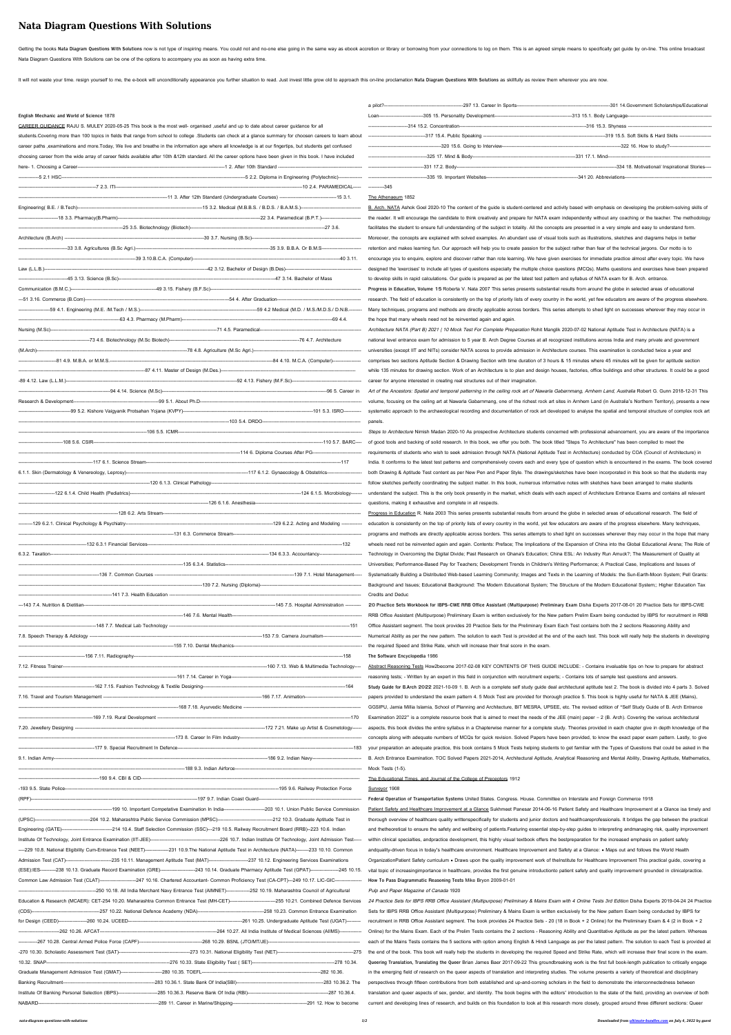# Nata Diagram Questions With Solutions

Getting the books **Nata Diagram Questions With Solutions** now is not type of inspiring means. You could not and no-one else going in the same way as ebook accretion or library or borrowing from your connections to log on them. This is an agreed simple means to specifically get guide by on-line. This online broadcast Nata Diagram Questions With Solutions can be one of the options to accompany you as soon as having extra time.

It will not waste your time. resign yourself to me, the e-book will unconditionally appearance you further situation to read. Just invest little grow old to approach this on-line proclamation **Nata Diagram Questions With Solutions** as skillfully as review them wherever you are now.

**English Mechanic and World of Science** 1878

CAREER GUIDANCE RAJU S. MULEY 2020-05-25 This book is the most well- organised ,useful and up to date about career guidance for all students.Covering more than 100 topics in fields that range from school to college .Students can check at a glance summary for choosen careers to learn about career paths ,examinations and more.Today, We live and breathe in the information age where all knowledge is at our fingertips, but students get confused choosing career from the wide array of career fields available after 10th &12th standard. All the career options have been given in this book. I have included here- 1. Choosing a Career--------1 2. After 10th Standard --------5 2.1 HSC--------5 2.2. Diploma in Engineering (Polytechnic)--------7 2.3. ITI--------10 2.4. PARAMEDICAL--------11 3. After 12th Standard (Undergraduate Courses) --------15 3.1. Engineering( B.E. / B.Tech)--------15 3.2. Medical (M.B.B.S. / B.D.S. / B.A.M.S.)--------18 3.3. Pharmacy(B.Pharm)--------22 3.4. Paramedical (B.P.T.)--------25 3.5. Biotechnology (Biotech)--------27 3.6. Architecture (B.Arch) --------30 3.7. Nursing (B.Sc)--------33 3.8. Agricultures (B.Sc Agri.)--------35 3.9. B.B.A. Or B.M.S--------39 3.10.B.C.A. (Computer)--------40 3.11. Law (L.L.B.)--------42 3.12. Bachelor of Design (B.Des)--------45 3.13. Science (B.Sc)--------47 3.14. Bachelor of Mass Communication (B.M.C.)--------49 3.15. Fishery (B.F.Sc)--------51 3.16. Commerce (B.Com)--------54 4. After Graduation--------59 4.1. Engineering (M.E. /M.Tech / M.S.)--------59 4.2 Medical (M.D. / M.S./M.D.S./ D.N.B.--------63 4.3. Pharmacy (M.Pharm)--------69 4.4. Nursing (M.Sc)--------71 4.5. Paramedical--------73 4.6. Biotechnology (M.Sc Biotech)--------76 4.7. Architecture (M.Arch)--------78 4.8. Agriculture (M.Sc Agri.)--------81 4.9. M.B.A. or M.M.S--------84 4.10. M.C.A. (Computer)--------87 4.11. Master of Design (M.Des.)--------89 4.12. Law (L.L.M.)--------92 4.13. Fishery (M.F.Sc)--------94 4.14. Science (M.Sc)--------96 5. Career in Research & Development--------99 5.1. About Ph.D--------99 5.2. Kishore Vaigyanik Protsahan Yojana (KVPY)--------101 5.3. ISRO--------103 5.4. DRDO--------106 5.5. ICMR--------108 5.6. CSIR--------110 5.7. BARC--------114 6. Diploma Courses After PG--------117 6.1. Science Stream--------117 6.1.1. Skin (Dermatology & Venereology, Leprosy)--------117 6.1.2. Gynaecology & Obstetrics--------120 6.1.3. Clinical Pathology--------122 6.1.4. Child Health (Pediatrics)--------124 6.1.5. Microbiology--------126 6.1.6. Anesthesia--------128 6.2. Arts Stream--------129 6.2.1. Clinical Psychology & Psychiatry--------129 6.2.2. Acting and Modeling --------131 6.3. Commerce Stream--------132 6.3.1 Financial Services--------132 6.3.2. Taxation--------134 6.3.3. Accountancy--------135 6.3.4. Statistics--------136 7. Common Courses --------139 7.1. Hotel Management--------139 7.2. Nursing (Diploma)--------141 7.3. Health Education --------143 7.4. Nutrition & Dietitian--------145 7.5. Hospital Administration --------146 7.6. Mental Health--------148 7.7. Medical Lab Technology --------151 7.8. Speech Therapy & Adiology --------153 7.9. Camera Journalism--------155 7.10. Dental Mechanics--------156 7.11. Radiography--------158 7.12. Fitness Trainer--------160 7.13. Web & Multimedia Technology--------161 7.14. Career in Yoga--------162 7.15. Fashion Technology & Textile Designing--------164 7.16. Travel and Tourism Management --------166 7.17. Animation--------168 7.18. Ayurvedic Medicine --------169 7.19. Rural Development --------170 7.20. Jewellery Designing --------172 7.21. Make up Artist & Cosmetology--------173 8. Career In Film Industry--------177 9. Special Recruitment In Defence--------183 9.1. Indian Army--------186 9.2. Indian Navy--------188 9.3. Indian Airforce--------190 9.4. CBI & CID--------193 9.5. State Police--------195 9.6. Railway Protection Force (RPF)--------197 9.7. Indian Coast Guard--------199 10. Important Competative Examination In India--------203 10.1. Union Public Service Commission (UPSC)--------204 10.2. Maharashtra Public Service Commission (MPSC)--------212 10.3. Graduate Aptitude Test in Engineering (GATE)--------214 10.4. Staff Selection Commission (SSC)---219 10.5. Railway Recruitment Board (RRB)--223 10.6. Indian Institute Of Technology, Joint Entrance Examination (IIT-JEE)--------226 10.7. Indian Institute Of Technology, Joint Admission Test-----229 10.8. National Eligibility Cum-Entrance Test (NEET)--------231 10.9.The National Aptitude Test in Architecture (NATA)--------233 10.10. Common Admission Test (CAT)--------235 10.11. Management Aptitude Test (MAT)--------237 10.12. Engineering Services Examinations (ESE)/IES--------238 10.13. Graduate Record Examination (GRE)--------243 10.14. Graduate Pharmacy Aptitude Test (GPAT)--------245 10.15. Common Law Admission Test (CLAT)--------247 10.16. Chartered Accountant- Common Proficiency Test (CA-CPT)---249 10.17. LIC-GIC--------250 10.18. All India Merchant Navy Entrance Test (AIMNET)--------252 10.19. Maharashtra Council of Agricultural Education & Research (MCAER): CET-254 10.20. Maharashtra Common Entrance Test (MH-CET)--------255 10.21. Combined Defence Services (CDS)--------257 10.22. National Defence Academy (NDA)--------258 10.23. Common Entrance Examination for Design (CEED)--------260 10.24. UCEED--------261 10.25. Undergraduate Aptitude Test (UGAT)--------262 10.26. AFCAT--------264 10.27. All India Institute of Medical Sciences (AIIMS)--------267 10.28. Central Armed Police Force (CAPF)--------268 10.29. BSNL (JTO/MT/JE)--------270 10.30. Scholastic Assessment Test (SAT)--------273 10.31. National Eligibility Test (NET)--------275 10.32. SNAP--------276 10.33. State Eligibility Test ( SET)--------278 10.34. Graduate Management Admission Test (GMAT)--------280 10.35. TOEFL--------282 10.36. Banking Recruitment--------283 10.36.1. State Bank Of India(SBI)--------283 10.36.2. The Institute Of Banking Personal Selection (IBPS)--------285 10.36.3. Reserve Bank Of India (RBI)--------287 10.36.4. NABARD--------289 11. Career in Marine/Shipping--------291 12. How to become a pilot?--------297 13. Career In Sports--------301 14.Government Scholarships/Educational Loan--------305 15. Personality Development--------313 15.1. Body Language--------314 15.2. Concentration--------316 15.3. Shyness --------317 15.4. Public Speaking --------319 15.5. Soft Skills & Hard Skills --------320 15.6. Going to Interview--------322 16. How to study?--------325 17. Mind & Body--------331 17.1. Mind--------331 17.2. Body--------334 18. Motivational/ Inspirational Stories--------335 19. Important Websites--------341 20. Abbreviations--------345

The Athenaeum 1852

B. Arch. NATA Ashok Goel 2020-10 The content of the guide is student-centered and activity based with emphasis on developing the problem-solving skills of the reader. It will encourage the candidate to think creatively and prepare for NATA exam independently without any coaching or the teacher. The methodology facilitates the student to ensure full understanding of the subject in totality. All the concepts are presented in a very simple and easy to understand form. Moreover, the concepts are explained with solved examples. An abundant use of visual tools such as illustrations, sketches and diagrams helps in better retention and makes learning fun. Our approach will help you to create passion for the subject rather than fear of the technical jargons. Our motto is to encourage you to enquire, explore and discover rather than rote learning. We have given exercises for immediate practice almost after every topic. We have designed the 'exercises' to include all types of questions especially the multiple choice questions (MCQs). Maths questions and exercises have been prepared to develop skills in rapid calculations. Our guide is prepared as per the latest test pattern and syllabus of NATA exam for B. Arch. entrance.

**Progress in Education, Volume 15** Roberta V. Nata 2007 This series presents substantial results from around the globe in selected areas of educational research. The field of education is consistently on the top of priority lists of every country in the world, yet few educators are aware of the progress elsewhere. Many techniques, programs and methods are directly applicable across borders. This series attempts to shed light on successes wherever they may occur in the hope that many wheels need not be reinvented again and again.

*Architecture NATA (Part B) 2021 | 10 Mock Test For Complete Preparation* Rohit Manglik 2020-07-02 National Aptitude Test in Architecture (NATA) is a national level entrance exam for admission to 5 year B. Arch Degree Courses at all recognized institutions across India and many private and government universities (except IIT and NITs) consider NATA scores to provide admission in Architecture courses. This examination is conducted twice a year and comprises two sections Aptitude Section & Drawing Section with time duration of 3 hours & 15 minutes where 45 minutes will be given for aptitude section while 135 minutes for drawing section. Work of an Architecture is to plan and design houses, factories, office buildings and other structures. It could be a good career for anyone interested in creating real structures out of their imagination.

*Art of the Ancestors: Spatial and temporal patterning in the ceiling rock art of Nawarla Gabarnmang, Arnhem Land, Australia* Robert G. Gunn 2018-12-31 This volume, focusing on the ceiling art at Nawarla Gabarnmang, one of the richest rock art sites in Arnhem Land (in Australia's Northern Territory), presents a new systematic approach to the archaeological recording and documentation of rock art developed to analyse the spatial and temporal structure of complex rock art panels.

*Steps to Architecture* Nimish Madan 2020-10 As prospective Architecture students concerned with professional advancement, you are aware of the importance of good tools and backing of solid research. In this book, we offer you both. The book titled "Steps To Architecture" has been compiled to meet the requirements of students who wish to seek admission through NATA (National Aptitude Test in Architecture) conducted by COA (Council of Architecture) in India. It conforms to the latest test patterns and comprehensively covers each and every type of question which is encountered in the exams. The book covered both Drawing & Aptitude Test content as per New Pen and Paper Style. The drawings/sketches have been incorporated in this book so that the students may follow sketches perfectly coordinating the subject matter. In this book, numerous informative notes with sketches have been arranged to make students understand the subject. This is the only book presently in the market, which deals with each aspect of Architecture Entrance Exams and contains all relevant questions, making it exhaustive and complete in all respects.

Progress in Education R. Nata 2003 This series presents substantial results from around the globe in selected areas of educational research. The field of education is consistently on the top of priority lists of every country in the world, yet few educators are aware of the progress elsewhere. Many techniques, programs and methods are directly applicable across borders. This series attempts to shed light on successes wherever they may occur in the hope that many wheels need not be reinvented again and again. Contents: Preface; The Implications of the Expansion of China into the Global Educational Arena; The Role of Technology in Overcoming the Digital Divide; Past Research on Ghana's Education; China ESL: An Industry Run Amuck?; The Measurement of Quality at Universities; Performance-Based Pay for Teachers; Development Trends in Children's Writing Performance; A Practical Case, Implications and Issues of Systematically Building a Distributed Web-based Learning Community; Images and Texts in the Learning of Models: the Sun-Earth-Moon System; Pell Grants: Background and Issues; Educational Background: The Modern Educational System; The Structure of the Modern Educational System;; Higher Education Tax Credits and Deduc

**20 Practice Sets Workbook for IBPS-CWE RRB Office Assistant (Multipurpose) Preliminary Exam** Disha Experts 2017-08-01 20 Practice Sets for IBPS-CWE RRB Office Assistant (Multipurpose) Preliminary Exam is written exclusively for the New pattern Prelim Exam being conducted by IBPS for recruitment in RRB Office Assistant segment. The book provides 20 Practice Sets for the Preliminary Exam Each Test contains both the 2 sections Reasoning Ability and Numerical Ability as per the new pattern. The solution to each Test is provided at the end of the each test. This book will really help the students in developing the required Speed and Strike Rate, which will increase their final score in the exam.

**The Software Encyclopedia** 1986

Abstract Reasoning Tests How2become 2017-02-08 KEY CONTENTS OF THIS GUIDE INCLUDE: - Contains invaluable tips on how to prepare for abstract reasoning tests; - Written by an expert in this field in conjunction with recruitment experts; - Contains lots of sample test questions and answers.

**Study Guide for B.Arch 2022** 2021-10-09 1. B. Arch is a complete self study guide deal architectural aptitude test 2. The book is divided into 4 parts 3. Solved papers provided to understand the exam pattern 4. 5 Mock Test are provided for thorough practice 5. This book is highly useful for NATA & JEE (Mains), GGSIPU, Jamia Millia Islamia, School of Planning and Architecture, BIT MESRA, UPSEE, etc. The revised edition of "Self Study Guide of B. Arch Entrance Examination 2022" is a complete resource book that is aimed to meet the needs of the JEE (main) paper – 2 (B. Arch). Covering the various architectural aspects, this book divides the entire syllabus in a Chapterwise manner for a complete study. Theories provided in each chapter give in depth knowledge of the concepts along with adequate numbers of MCQs for quick revision. Solved Papers have been provided, to know the exact paper exam pattern. Lastly, to give your preparation an adequate practice, this book contains 5 Mock Tests helping students to get familiar with the Types of Questions that could be asked in the B. Arch Entrance Examination. TOC Solved Papers 2021-2014, Architectural Aptitude, Analytical Reasoning and Mental Ability, Drawing Aptitude, Mathematics, Mock Tests (1-5).

The Educational Times, and Journal of the College of Preceptors 1912

Surveyor 1908

**Federal Operation of Transportation Systems** United States. Congress. House. Committee on Interstate and Foreign Commerce 1918

Patient Safety and Healthcare Improvement at a Glance Sukhmeet Panesar 2014-06-16 Patient Safety and Healthcare Improvement at a Glance isa timely and thorough overview of healthcare quality writtenspecifically for students and junior doctors and healthcareprofessionals. It bridges the gap between the practical and thetheoretical to ensure the safety and wellbeing of patients.Featuring essential step-by-step guides to interpreting andmanaging risk, quality improvement within clinical specialties, andpractice development, this highly visual textbook offers the bestpreparation for the increased emphasis on patient safety andquality-driven focus in today's healthcare environment. Healthcare Improvement and Safety at a Glance: • Maps out and follows the World Health OrganizationPatient Safety curriculum • Draws upon the quality improvement work of theInstitute for Healthcare Improvement This practical guide, covering a vital topic of increasingimportance in healthcare, provides the first genuine introductionto patient safety and quality improvement grounded in clinicalpractice.

**How To Pass Diagrammatic Reasoning Tests** Mike Bryon 2009-01-01

*Pulp and Paper Magazine of Canada* 1920

*24 Practice Sets for IBPS RRB Office Assistant (Multipurpose) Preliminary & Mains Exam with 4 Online Tests 3rd Edition* Disha Experts 2019-04-24 24 Practice Sets for IBPS RRB Office Assistant (Multipurpose) Preliminary & Mains Exam is written exclusively for the New pattern Exam being conducted by IBPS for recruitment in RRB Office Assistant segment. The book provides 24 Practice Sets - 20 (18 in Book + 2 Online) for the Preliminary Exam & 4 (2 in Book + 2 Online) for the Mains Exam. Each of the Prelim Tests contains the 2 sections - Reasoning Ability and Quantitative Aptitude as per the latest pattern. Whereas each of the Mains Tests contains the 5 sections with option among English & Hindi Language as per the latest pattern. The solution to each Test is provided at the end of the book. This book will really help the students in developing the required Speed and Strike Rate, which will increase their final score in the exam.

**Queering Translation, Translating the Queer** Brian James Baer 2017-09-22 This groundbreaking work is the first full book-length publication to critically engage in the emerging field of research on the queer aspects of translation and interpreting studies. The volume presents a variety of theoretical and disciplinary perspectives through fifteen contributions from both established and up-and-coming scholars in the field to demonstrate the interconnectedness between translation and queer aspects of sex, gender, and identity. The book begins with the editors' introduction to the state of the field, providing an overview of both current and developing lines of research, and builds on this foundation to look at this research more closely, grouped around three different sections: Queer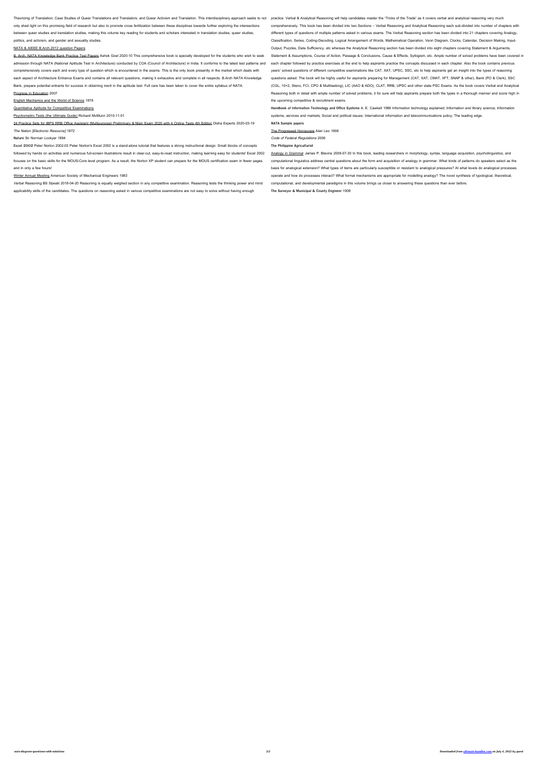Theorizing of Translation; Case Studies of Queer Translations and Translators; and Queer Activism and Translation. This interdisciplinary approach seeks to not only shed light on this promising field of research but also to promote cross fertilization between these disciplines towards further exploring the intersections between queer studies and translation studies, making this volume key reading for students and scholars interested in translation studies, queer studies, politics, and activism, and gender and sexuality studies.

NATA & AIEEE B.Arch.2012 question Papers

B. Arch. NATA Knowledge Bank Practice Test Papers Ashok Goel 2020-10 This comprehensive book is specially developed for the students who wish to seek admission through NATA (National Aptitude Test in Architecture) conducted by COA (Council of Architecture) in India. It conforms to the latest test patterns and comprehensively covers each and every type of question which is encountered in the exams. This is the only book presently in the market which deals with each aspect of Architecture Entrance Exams and contains all relevant questions, making it exhaustive and complete in all respects. B.Arch NATA Knowledge Bank, prepare potential entrants for success in obtaining merit in the aptitude test. Full care has been taken to cover the entire syllabus of NATA.

Progress in Education 2007

English Mechanics and the World of Science 1878

Quantitative Aptitude for Competitive Examinations

Psychometric Tests (the Ultimate Guide) Richard McMunn 2010-11-01

24 Practice Sets for IBPS RRB Office Assistant (Multipurpose) Preliminary & Main Exam 2020 with 4 Online Tests 4th Edition Disha Experts 2020-03-19

*The Nation [Electronic Resource]* 1872

**Nature** Sir Norman Lockyer 1894

**Excel 2002** Peter Norton 2002-03 Peter Norton's Excel 2002 is a stand-alone tutorial that features a strong instructional design. Small blocks of concepts followed by hands on activities and numerous full-screen illustrations result in clear-cut, easy-to-read instruction, making learning easy for students! Excel 2002 focuses on the basic skills for the MOUS-Core level program. As a result, the Norton XP student can prepare for the MOUS certification exam in fewer pages and in only a few hours!

Winter Annual Meeting American Society of Mechanical Engineers 1983

*Verbal Reasoning* BS Sijwalii 2018-04-20 Reasoning is equally weighed section in any competitive examination. Reasoning tests the thinking power and mind applicability skills of the candidates. The questions on reasoning asked in various competitive examinations are not easy to solve without having enough practice. Verbal & Analytical Reasoning will help candidates master the 'Tricks of the Trade' as it covers verbal and analytical reasoning very much comprehensively. This book has been divided into two Sections – Verbal Reasoning and Analytical Reasoning each sub-divided into number of chapters with different types of questions of multiple patterns asked in various exams. The Verbal Reasoning section has been divided into 21 chapters covering Analogy, Classification, Series, Coding-Decoding, Logical Arrangement of Words, Mathematical Operation, Venn Diagram, Clocks, Calendar, Decision Making, Input-Output, Puzzles, Data Sufficiency, etc whereas the Analytical Reasoning section has been divided into eight chapters covering Statement & Arguments, Statement & Assumptions, Course of Action, Passage & Conclusions, Cause & Effects, Syllogism, etc. Ample number of solved problems have been covered in each chapter followed by practice exercises at the end to help aspirants practice the concepts discussed in each chapter. Also the book contains previous years' solved questions of different competitive examinations like CAT, XAT, UPSC, SSC, etc to help aspirants get an insight into the types of reasoning questions asked. The book will be highly useful for aspirants preparing for Management (CAT, XAT, CMAT, IIFT, SNAP & other), Bank (PO & Clerk), SSC (CGL, 10+2, Steno, FCI, CPO & Multitasking), LIC (AAO & ADO), CLAT, RRB, UPSC and other state PSC Exams. As the book covers Verbal and Analytical Reasoning both in detail with ample number of solved problems, it for sure will help aspirants prepare both the types in a thorough manner and score high in the upcoming competitive & recruitment exams.

**Handbook of Information Technology and Office Systems** A. E. Cawkell 1986 Information technology explained; Information and library science; Information systems, services and markets; Social and political issues; International information and telecommunications policy; The leading edge.

**NATA Sample papers**

The Progressed Horoscope Alan Leo 1906

*Code of Federal Regulations* 2006

**The Philippine Agriculturist**

Analogy in Grammar James P. Blevins 2009-07-30 In this book, leading researchers in morphology, syntax, language acquisition, psycholinguistics, and computational linguistics address central questions about the form and acquisition of analogy in grammar. What kinds of patterns do speakers select as the basis for analogical extension? What types of items are particularly susceptible or resistant to analogical pressures? At what levels do analogical processes operate and how do processes interact? What formal mechanisms are appropriate for modelling analogy? The novel synthesis of typological, theoretical, computational, and developmental paradigms in this volume brings us closer to answering these questions than ever before.

**The Surveyor & Municipal & County Engineer** 1908